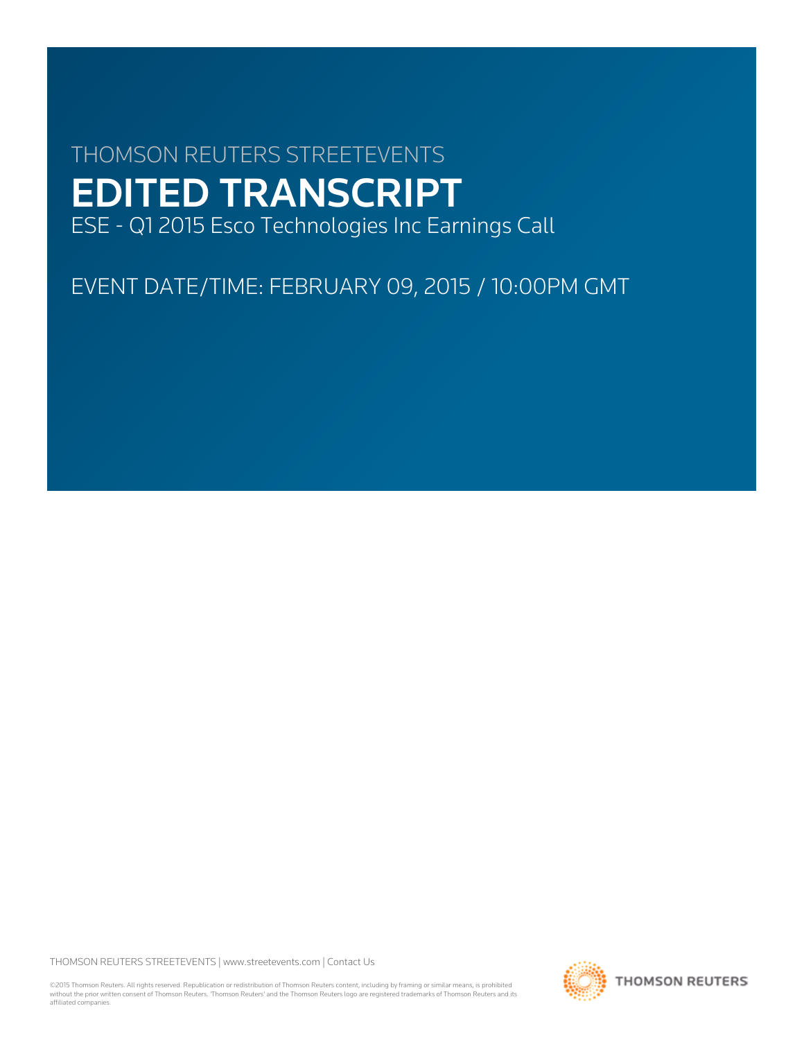THOMSON REUTERS STREETEVENTS

# EDITED TRANSCRIPT

ESE - Q1 2015 Esco Technologies Inc Earnings Call

EVENT DATE/TIME: FEBRUARY 09, 2015 / 10:00PM GMT

THOMSON REUTERS STREETEVENTS | www.streetevents.com | Contact Us

©2015 Thomson Reuters. All rights reserved. Republication or redistribution of Thomson Reuters content, including by framing or similar means, is prohibited without the prior written consent of Thomson Reuters. 'Thomson Reuters' and the Thomson Reuters logo are registered trademarks of Thomson Reuters and its affiliated companies.

THOMSON REUTERS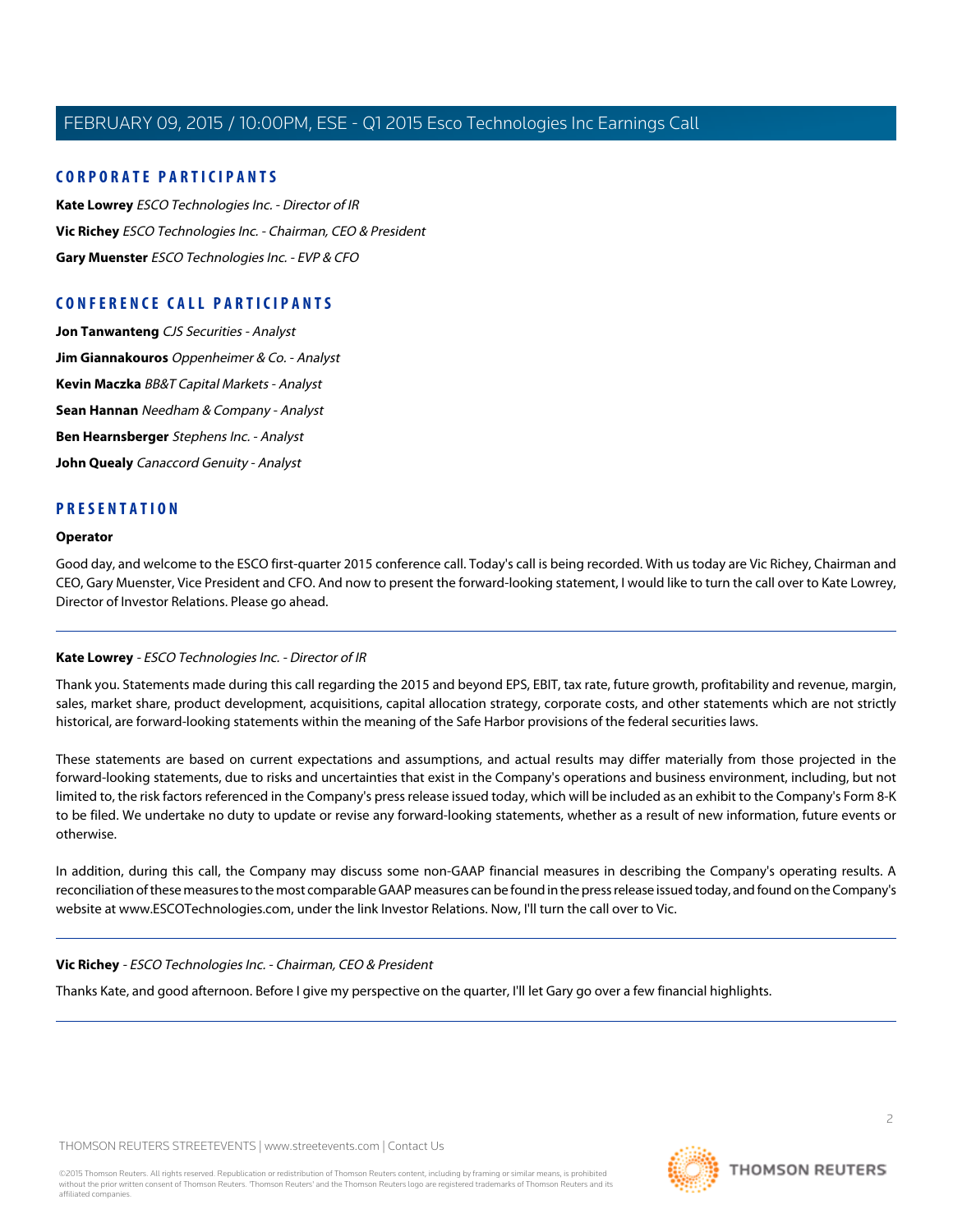## CORPORATE PARTICIPANTS

**Kate Lowrey** *ESCO Technologies Inc. - Director of IR*

**Vic Richey** *ESCO Technologies Inc. - Chairman, CEO & President*

**Gary Muenster** *ESCO Technologies Inc. - EVP & CFO*

## CONFERENCE CALL PARTICIPANTS

**Jon Tanwanteng** *CJS Securities - Analyst*

**Jim Giannakouros** *Oppenheimer & Co. - Analyst*

**Kevin Maczka** *BB&T Capital Markets - Analyst*

**Sean Hannan** *Needham & Company - Analyst*

**Ben Hearnsberger** *Stephens Inc. - Analyst*

**John Quealy** *Canaccord Genuity - Analyst*

## PRESENTATION

**Operator**

Good day, and welcome to the ESCO first-quarter 2015 conference call. Today's call is being recorded. With us today are Vic Richey, Chairman and CEO, Gary Muenster, Vice President and CFO. And now to present the forward-looking statement, I would like to turn the call over to Kate Lowrey, Director of Investor Relations. Please go ahead.

---

**Kate Lowrey** - *ESCO Technologies Inc. - Director of IR*

Thank you. Statements made during this call regarding the 2015 and beyond EPS, EBIT, tax rate, future growth, profitability and revenue, margin, sales, market share, product development, acquisitions, capital allocation strategy, corporate costs, and other statements which are not strictly historical, are forward-looking statements within the meaning of the Safe Harbor provisions of the federal securities laws.

These statements are based on current expectations and assumptions, and actual results may differ materially from those projected in the forward-looking statements, due to risks and uncertainties that exist in the Company's operations and business environment, including, but not limited to, the risk factors referenced in the Company's press release issued today, which will be included as an exhibit to the Company's Form 8-K to be filed. We undertake no duty to update or revise any forward-looking statements, whether as a result of new information, future events or otherwise.

In addition, during this call, the Company may discuss some non-GAAP financial measures in describing the Company's operating results. A reconciliation of these measures to the most comparable GAAP measures can be found in the press release issued today, and found on the Company's website at www.ESCOTechnologies.com, under the link Investor Relations. Now, I'll turn the call over to Vic.

---

**Vic Richey** - *ESCO Technologies Inc. - Chairman, CEO & President*

Thanks Kate, and good afternoon. Before I give my perspective on the quarter, I'll let Gary go over a few financial highlights.

---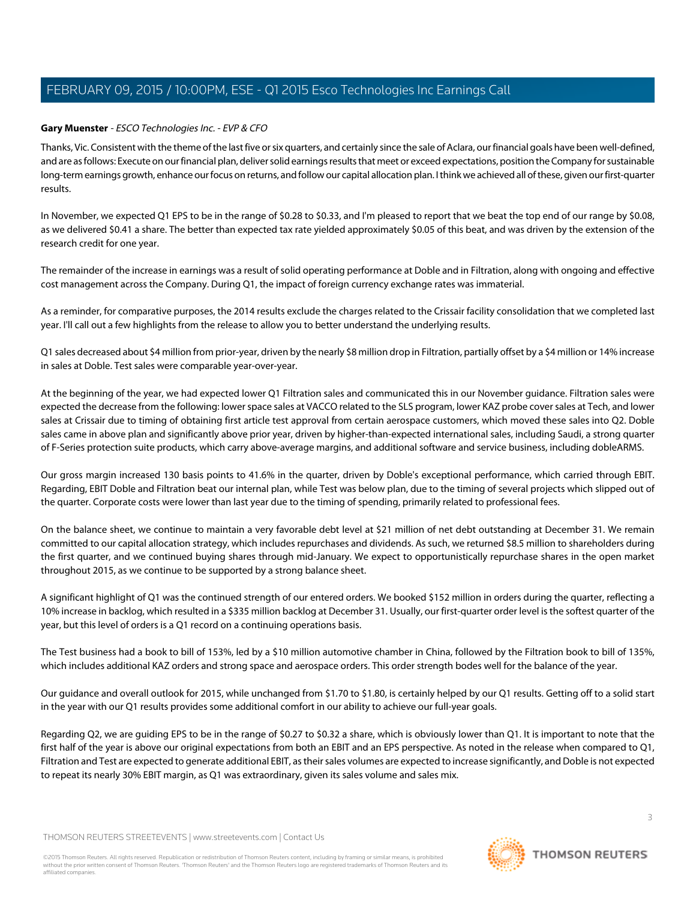**Gary Muenster** - *ESCO Technologies Inc. - EVP & CFO*

Thanks, Vic. Consistent with the theme of the last five or six quarters, and certainly since the sale of Aclara, our financial goals have been well-defined, and are as follows: Execute on our financial plan, deliver solid earnings results that meet or exceed expectations, position the Company for sustainable long-term earnings growth, enhance our focus on returns, and follow our capital allocation plan. I think we achieved all of these, given our first-quarter results.

In November, we expected Q1 EPS to be in the range of $0.28 to $0.33, and I'm pleased to report that we beat the top end of our range by $0.08, as we delivered $0.41 a share. The better than expected tax rate yielded approximately $0.05 of this beat, and was driven by the extension of the research credit for one year.

The remainder of the increase in earnings was a result of solid operating performance at Doble and in Filtration, along with ongoing and effective cost management across the Company. During Q1, the impact of foreign currency exchange rates was immaterial.

As a reminder, for comparative purposes, the 2014 results exclude the charges related to the Crissair facility consolidation that we completed last year. I'll call out a few highlights from the release to allow you to better understand the underlying results.

Q1 sales decreased about $4 million from prior-year, driven by the nearly $8 million drop in Filtration, partially offset by a $4 million or 14% increase in sales at Doble. Test sales were comparable year-over-year.

At the beginning of the year, we had expected lower Q1 Filtration sales and communicated this in our November guidance. Filtration sales were expected the decrease from the following: lower space sales at VACCO related to the SLS program, lower KAZ probe cover sales at Tech, and lower sales at Crissair due to timing of obtaining first article test approval from certain aerospace customers, which moved these sales into Q2. Doble sales came in above plan and significantly above prior year, driven by higher-than-expected international sales, including Saudi, a strong quarter of F-Series protection suite products, which carry above-average margins, and additional software and service business, including dobleARMS.

Our gross margin increased 130 basis points to 41.6% in the quarter, driven by Doble's exceptional performance, which carried through EBIT. Regarding, EBIT Doble and Filtration beat our internal plan, while Test was below plan, due to the timing of several projects which slipped out of the quarter. Corporate costs were lower than last year due to the timing of spending, primarily related to professional fees.

On the balance sheet, we continue to maintain a very favorable debt level at $21 million of net debt outstanding at December 31. We remain committed to our capital allocation strategy, which includes repurchases and dividends. As such, we returned $8.5 million to shareholders during the first quarter, and we continued buying shares through mid-January. We expect to opportunistically repurchase shares in the open market throughout 2015, as we continue to be supported by a strong balance sheet.

A significant highlight of Q1 was the continued strength of our entered orders. We booked $152 million in orders during the quarter, reflecting a 10% increase in backlog, which resulted in a $335 million backlog at December 31. Usually, our first-quarter order level is the softest quarter of the year, but this level of orders is a Q1 record on a continuing operations basis.

The Test business had a book to bill of 153%, led by a $10 million automotive chamber in China, followed by the Filtration book to bill of 135%, which includes additional KAZ orders and strong space and aerospace orders. This order strength bodes well for the balance of the year.

Our guidance and overall outlook for 2015, while unchanged from $1.70 to $1.80, is certainly helped by our Q1 results. Getting off to a solid start in the year with our Q1 results provides some additional comfort in our ability to achieve our full-year goals.

Regarding Q2, we are guiding EPS to be in the range of $0.27 to $0.32 a share, which is obviously lower than Q1. It is important to note that the first half of the year is above our original expectations from both an EBIT and an EPS perspective. As noted in the release when compared to Q1, Filtration and Test are expected to generate additional EBIT, as their sales volumes are expected to increase significantly, and Doble is not expected to repeat its nearly 30% EBIT margin, as Q1 was extraordinary, given its sales volume and sales mix.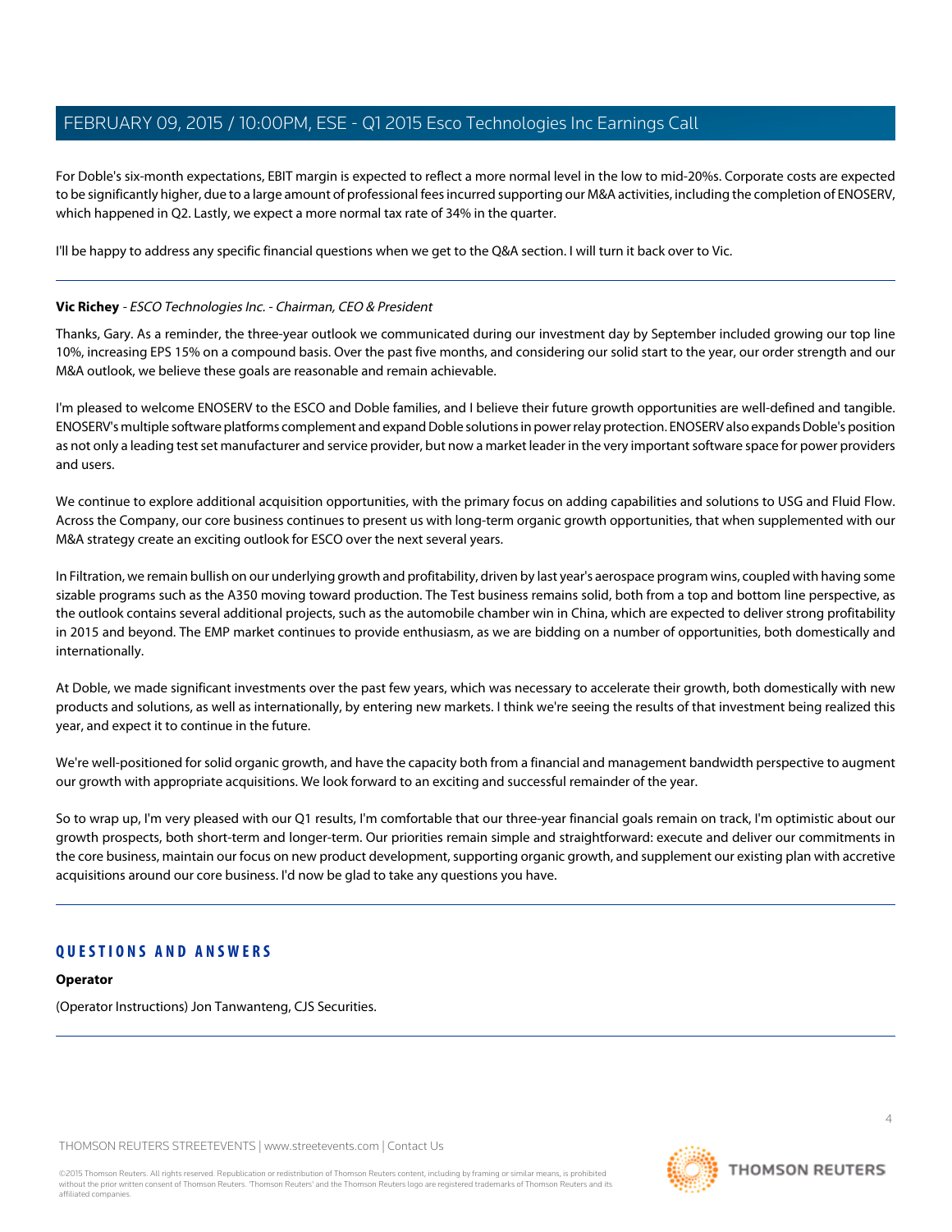For Doble's six-month expectations, EBIT margin is expected to reflect a more normal level in the low to mid-20%s. Corporate costs are expected to be significantly higher, due to a large amount of professional fees incurred supporting our M&A activities, including the completion of ENOSERV, which happened in Q2. Lastly, we expect a more normal tax rate of 34% in the quarter.

I'll be happy to address any specific financial questions when we get to the Q&A section. I will turn it back over to Vic.

---

**Vic Richey** - *ESCO Technologies Inc. - Chairman, CEO & President*

Thanks, Gary. As a reminder, the three-year outlook we communicated during our investment day by September included growing our top line 10%, increasing EPS 15% on a compound basis. Over the past five months, and considering our solid start to the year, our order strength and our M&A outlook, we believe these goals are reasonable and remain achievable.

I'm pleased to welcome ENOSERV to the ESCO and Doble families, and I believe their future growth opportunities are well-defined and tangible. ENOSERV's multiple software platforms complement and expand Doble solutions in power relay protection. ENOSERV also expands Doble's position as not only a leading test set manufacturer and service provider, but now a market leader in the very important software space for power providers and users.

We continue to explore additional acquisition opportunities, with the primary focus on adding capabilities and solutions to USG and Fluid Flow. Across the Company, our core business continues to present us with long-term organic growth opportunities, that when supplemented with our M&A strategy create an exciting outlook for ESCO over the next several years.

In Filtration, we remain bullish on our underlying growth and profitability, driven by last year's aerospace program wins, coupled with having some sizable programs such as the A350 moving toward production. The Test business remains solid, both from a top and bottom line perspective, as the outlook contains several additional projects, such as the automobile chamber win in China, which are expected to deliver strong profitability in 2015 and beyond. The EMP market continues to provide enthusiasm, as we are bidding on a number of opportunities, both domestically and internationally.

At Doble, we made significant investments over the past few years, which was necessary to accelerate their growth, both domestically with new products and solutions, as well as internationally, by entering new markets. I think we're seeing the results of that investment being realized this year, and expect it to continue in the future.

We're well-positioned for solid organic growth, and have the capacity both from a financial and management bandwidth perspective to augment our growth with appropriate acquisitions. We look forward to an exciting and successful remainder of the year.

So to wrap up, I'm very pleased with our Q1 results, I'm comfortable that our three-year financial goals remain on track, I'm optimistic about our growth prospects, both short-term and longer-term. Our priorities remain simple and straightforward: execute and deliver our commitments in the core business, maintain our focus on new product development, supporting organic growth, and supplement our existing plan with accretive acquisitions around our core business. I'd now be glad to take any questions you have.

---

## QUESTIONS AND ANSWERS

**Operator**

(Operator Instructions) Jon Tanwanteng, CJS Securities.

---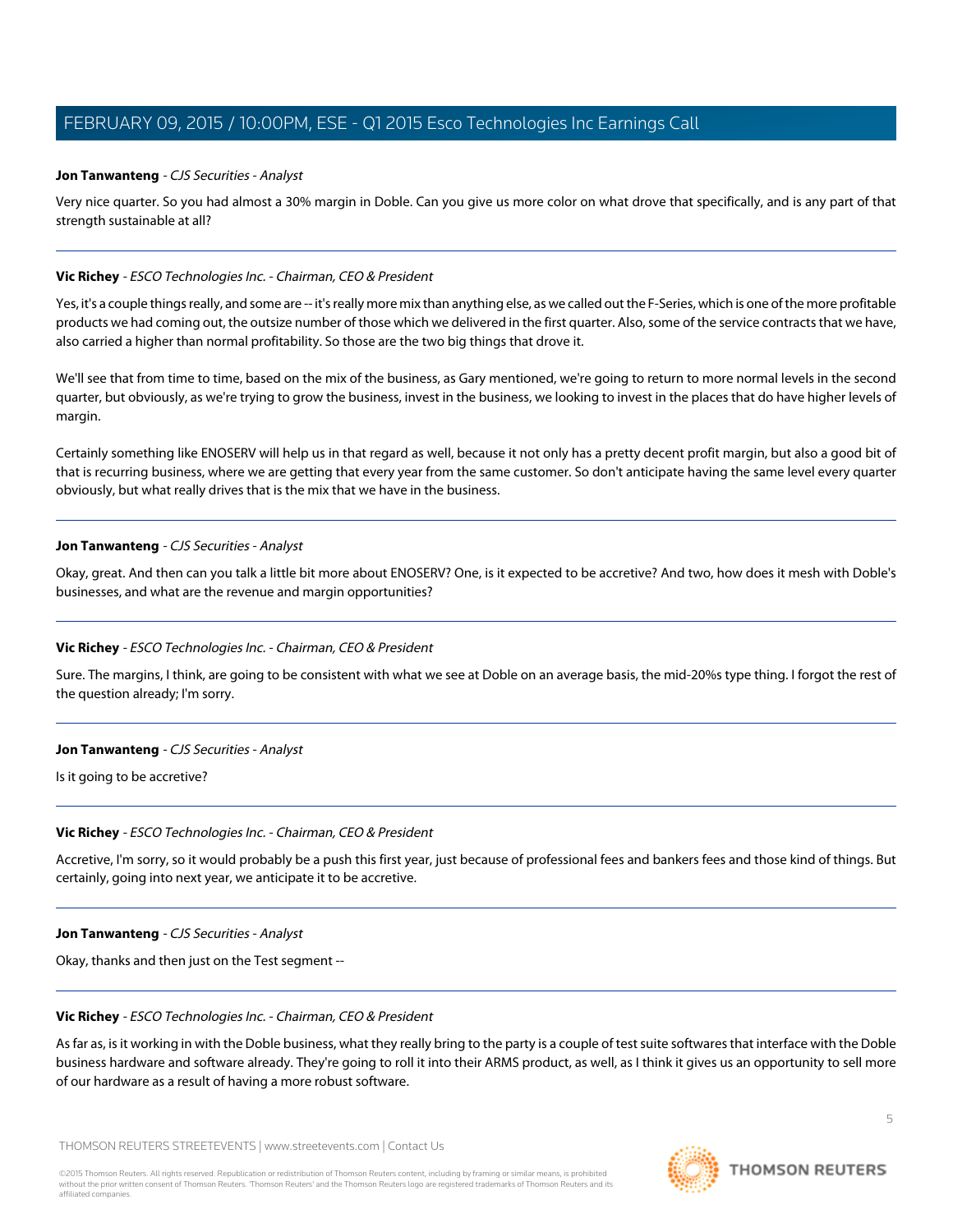**Jon Tanwanteng** - *CJS Securities - Analyst*

Very nice quarter. So you had almost a 30% margin in Doble. Can you give us more color on what drove that specifically, and is any part of that strength sustainable at all?

---

**Vic Richey** - *ESCO Technologies Inc. - Chairman, CEO & President*

Yes, it's a couple things really, and some are -- it's really more mix than anything else, as we called out the F-Series, which is one of the more profitable products we had coming out, the outsize number of those which we delivered in the first quarter. Also, some of the service contracts that we have, also carried a higher than normal profitability. So those are the two big things that drove it.

We'll see that from time to time, based on the mix of the business, as Gary mentioned, we're going to return to more normal levels in the second quarter, but obviously, as we're trying to grow the business, invest in the business, we looking to invest in the places that do have higher levels of margin.

Certainly something like ENOSERV will help us in that regard as well, because it not only has a pretty decent profit margin, but also a good bit of that is recurring business, where we are getting that every year from the same customer. So don't anticipate having the same level every quarter obviously, but what really drives that is the mix that we have in the business.

---

**Jon Tanwanteng** - *CJS Securities - Analyst*

Okay, great. And then can you talk a little bit more about ENOSERV? One, is it expected to be accretive? And two, how does it mesh with Doble's businesses, and what are the revenue and margin opportunities?

---

**Vic Richey** - *ESCO Technologies Inc. - Chairman, CEO & President*

Sure. The margins, I think, are going to be consistent with what we see at Doble on an average basis, the mid-20%s type thing. I forgot the rest of the question already; I'm sorry.

---

**Jon Tanwanteng** - *CJS Securities - Analyst*

Is it going to be accretive?

---

**Vic Richey** - *ESCO Technologies Inc. - Chairman, CEO & President*

Accretive, I'm sorry, so it would probably be a push this first year, just because of professional fees and bankers fees and those kind of things. But certainly, going into next year, we anticipate it to be accretive.

---

**Jon Tanwanteng** - *CJS Securities - Analyst*

Okay, thanks and then just on the Test segment --

---

**Vic Richey** - *ESCO Technologies Inc. - Chairman, CEO & President*

As far as, is it working in with the Doble business, what they really bring to the party is a couple of test suite softwares that interface with the Doble business hardware and software already. They're going to roll it into their ARMS product, as well, as I think it gives us an opportunity to sell more of our hardware as a result of having a more robust software.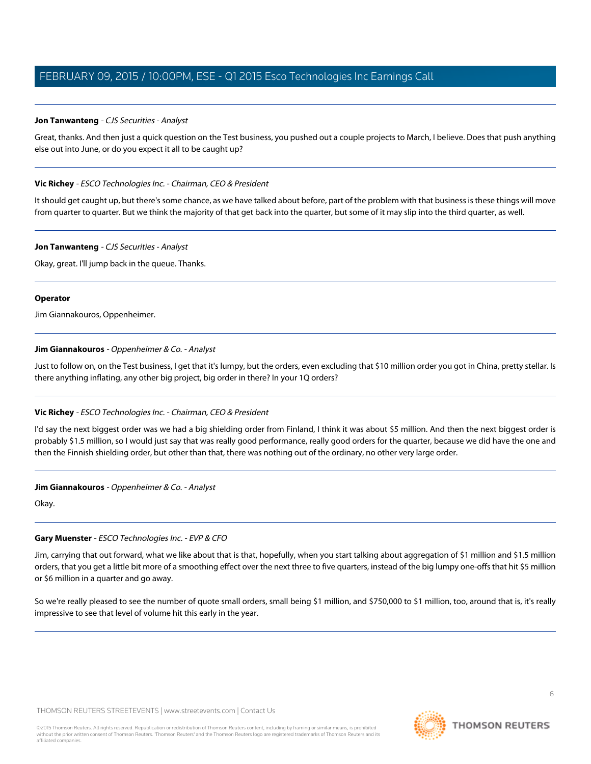**Jon Tanwanteng** - *CJS Securities - Analyst*

Great, thanks. And then just a quick question on the Test business, you pushed out a couple projects to March, I believe. Does that push anything else out into June, or do you expect it all to be caught up?

---

**Vic Richey** - *ESCO Technologies Inc. - Chairman, CEO & President*

It should get caught up, but there's some chance, as we have talked about before, part of the problem with that business is these things will move from quarter to quarter. But we think the majority of that get back into the quarter, but some of it may slip into the third quarter, as well.

---

**Jon Tanwanteng** - *CJS Securities - Analyst*

Okay, great. I'll jump back in the queue. Thanks.

---

**Operator**

Jim Giannakouros, Oppenheimer.

---

**Jim Giannakouros** - *Oppenheimer & Co. - Analyst*

Just to follow on, on the Test business, I get that it's lumpy, but the orders, even excluding that $10 million order you got in China, pretty stellar. Is there anything inflating, any other big project, big order in there? In your 1Q orders?

---

**Vic Richey** - *ESCO Technologies Inc. - Chairman, CEO & President*

I'd say the next biggest order was we had a big shielding order from Finland, I think it was about $5 million. And then the next biggest order is probably $1.5 million, so I would just say that was really good performance, really good orders for the quarter, because we did have the one and then the Finnish shielding order, but other than that, there was nothing out of the ordinary, no other very large order.

---

**Jim Giannakouros** - *Oppenheimer & Co. - Analyst*

Okay.

---

**Gary Muenster** - *ESCO Technologies Inc. - EVP & CFO*

Jim, carrying that out forward, what we like about that is that, hopefully, when you start talking about aggregation of $1 million and $1.5 million orders, that you get a little bit more of a smoothing effect over the next three to five quarters, instead of the big lumpy one-offs that hit $5 million or $6 million in a quarter and go away.

So we're really pleased to see the number of quote small orders, small being $1 million, and $750,000 to $1 million, too, around that is, it's really impressive to see that level of volume hit this early in the year.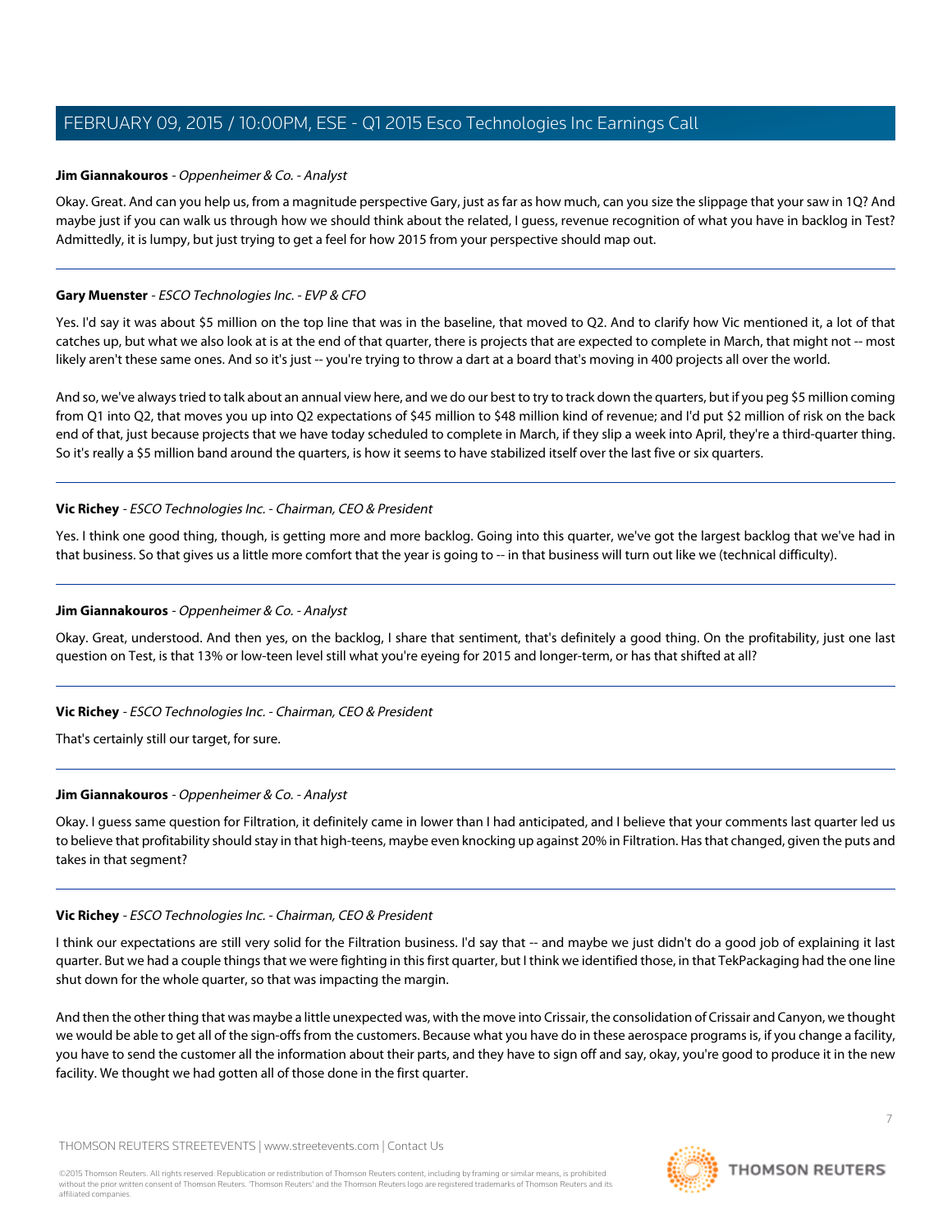**Jim Giannakouros** - *Oppenheimer & Co. - Analyst*

Okay. Great. And can you help us, from a magnitude perspective Gary, just as far as how much, can you size the slippage that your saw in 1Q? And maybe just if you can walk us through how we should think about the related, I guess, revenue recognition of what you have in backlog in Test? Admittedly, it is lumpy, but just trying to get a feel for how 2015 from your perspective should map out.

---

**Gary Muenster** - *ESCO Technologies Inc. - EVP & CFO*

Yes. I'd say it was about $5 million on the top line that was in the baseline, that moved to Q2. And to clarify how Vic mentioned it, a lot of that catches up, but what we also look at is at the end of that quarter, there is projects that are expected to complete in March, that might not -- most likely aren't these same ones. And so it's just -- you're trying to throw a dart at a board that's moving in 400 projects all over the world.

And so, we've always tried to talk about an annual view here, and we do our best to try to track down the quarters, but if you peg $5 million coming from Q1 into Q2, that moves you up into Q2 expectations of $45 million to $48 million kind of revenue; and I'd put $2 million of risk on the back end of that, just because projects that we have today scheduled to complete in March, if they slip a week into April, they're a third-quarter thing. So it's really a $5 million band around the quarters, is how it seems to have stabilized itself over the last five or six quarters.

---

**Vic Richey** - *ESCO Technologies Inc. - Chairman, CEO & President*

Yes. I think one good thing, though, is getting more and more backlog. Going into this quarter, we've got the largest backlog that we've had in that business. So that gives us a little more comfort that the year is going to -- in that business will turn out like we (technical difficulty).

---

**Jim Giannakouros** - *Oppenheimer & Co. - Analyst*

Okay. Great, understood. And then yes, on the backlog, I share that sentiment, that's definitely a good thing. On the profitability, just one last question on Test, is that 13% or low-teen level still what you're eyeing for 2015 and longer-term, or has that shifted at all?

---

**Vic Richey** - *ESCO Technologies Inc. - Chairman, CEO & President*

That's certainly still our target, for sure.

---

**Jim Giannakouros** - *Oppenheimer & Co. - Analyst*

Okay. I guess same question for Filtration, it definitely came in lower than I had anticipated, and I believe that your comments last quarter led us to believe that profitability should stay in that high-teens, maybe even knocking up against 20% in Filtration. Has that changed, given the puts and takes in that segment?

---

**Vic Richey** - *ESCO Technologies Inc. - Chairman, CEO & President*

I think our expectations are still very solid for the Filtration business. I'd say that -- and maybe we just didn't do a good job of explaining it last quarter. But we had a couple things that we were fighting in this first quarter, but I think we identified those, in that TekPackaging had the one line shut down for the whole quarter, so that was impacting the margin.

And then the other thing that was maybe a little unexpected was, with the move into Crissair, the consolidation of Crissair and Canyon, we thought we would be able to get all of the sign-offs from the customers. Because what you have do in these aerospace programs is, if you change a facility, you have to send the customer all the information about their parts, and they have to sign off and say, okay, you're good to produce it in the new facility. We thought we had gotten all of those done in the first quarter.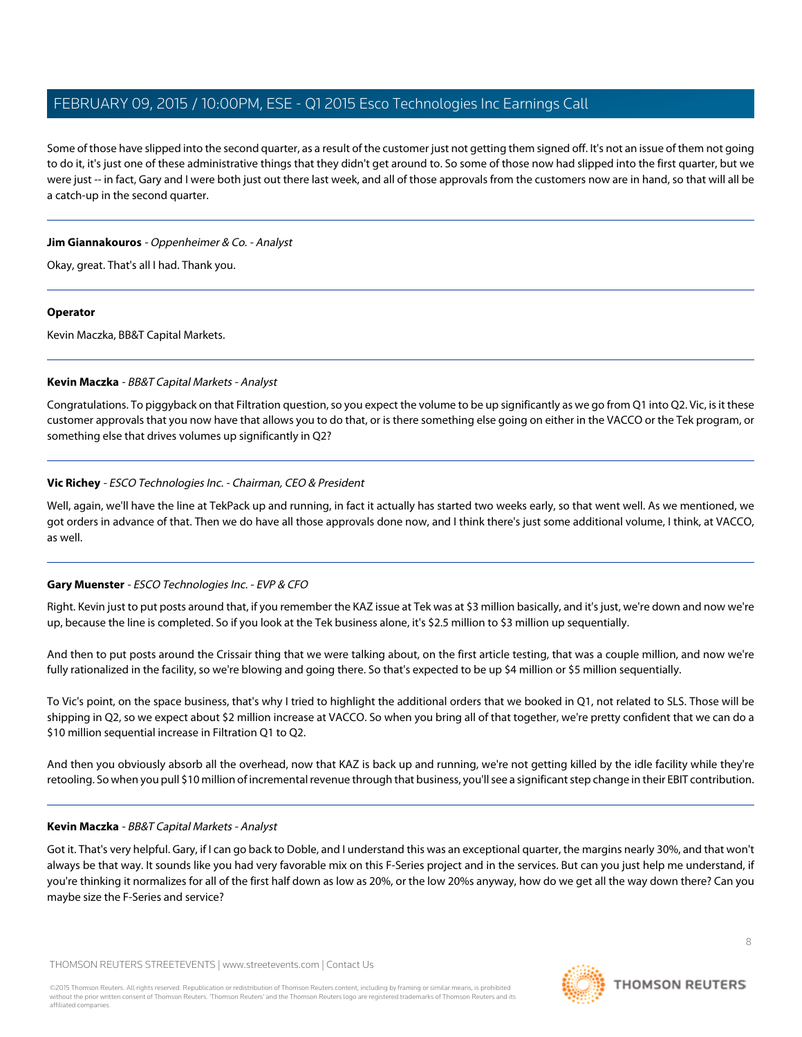Some of those have slipped into the second quarter, as a result of the customer just not getting them signed off. It's not an issue of them not going to do it, it's just one of these administrative things that they didn't get around to. So some of those now had slipped into the first quarter, but we were just -- in fact, Gary and I were both just out there last week, and all of those approvals from the customers now are in hand, so that will all be a catch-up in the second quarter.

---

**Jim Giannakouros** - *Oppenheimer & Co. - Analyst*

Okay, great. That's all I had. Thank you.

---

**Operator**

Kevin Maczka, BB&T Capital Markets.

---

**Kevin Maczka** - *BB&T Capital Markets - Analyst*

Congratulations. To piggyback on that Filtration question, so you expect the volume to be up significantly as we go from Q1 into Q2. Vic, is it these customer approvals that you now have that allows you to do that, or is there something else going on either in the VACCO or the Tek program, or something else that drives volumes up significantly in Q2?

---

**Vic Richey** - *ESCO Technologies Inc. - Chairman, CEO & President*

Well, again, we'll have the line at TekPack up and running, in fact it actually has started two weeks early, so that went well. As we mentioned, we got orders in advance of that. Then we do have all those approvals done now, and I think there's just some additional volume, I think, at VACCO, as well.

---

**Gary Muenster** - *ESCO Technologies Inc. - EVP & CFO*

Right. Kevin just to put posts around that, if you remember the KAZ issue at Tek was at $3 million basically, and it's just, we're down and now we're up, because the line is completed. So if you look at the Tek business alone, it's $2.5 million to $3 million up sequentially.

And then to put posts around the Crissair thing that we were talking about, on the first article testing, that was a couple million, and now we're fully rationalized in the facility, so we're blowing and going there. So that's expected to be up $4 million or $5 million sequentially.

To Vic's point, on the space business, that's why I tried to highlight the additional orders that we booked in Q1, not related to SLS. Those will be shipping in Q2, so we expect about $2 million increase at VACCO. So when you bring all of that together, we're pretty confident that we can do a $10 million sequential increase in Filtration Q1 to Q2.

And then you obviously absorb all the overhead, now that KAZ is back up and running, we're not getting killed by the idle facility while they're retooling. So when you pull $10 million of incremental revenue through that business, you'll see a significant step change in their EBIT contribution.

---

**Kevin Maczka** - *BB&T Capital Markets - Analyst*

Got it. That's very helpful. Gary, if I can go back to Doble, and I understand this was an exceptional quarter, the margins nearly 30%, and that won't always be that way. It sounds like you had very favorable mix on this F-Series project and in the services. But can you just help me understand, if you're thinking it normalizes for all of the first half down as low as 20%, or the low 20%s anyway, how do we get all the way down there? Can you maybe size the F-Series and service?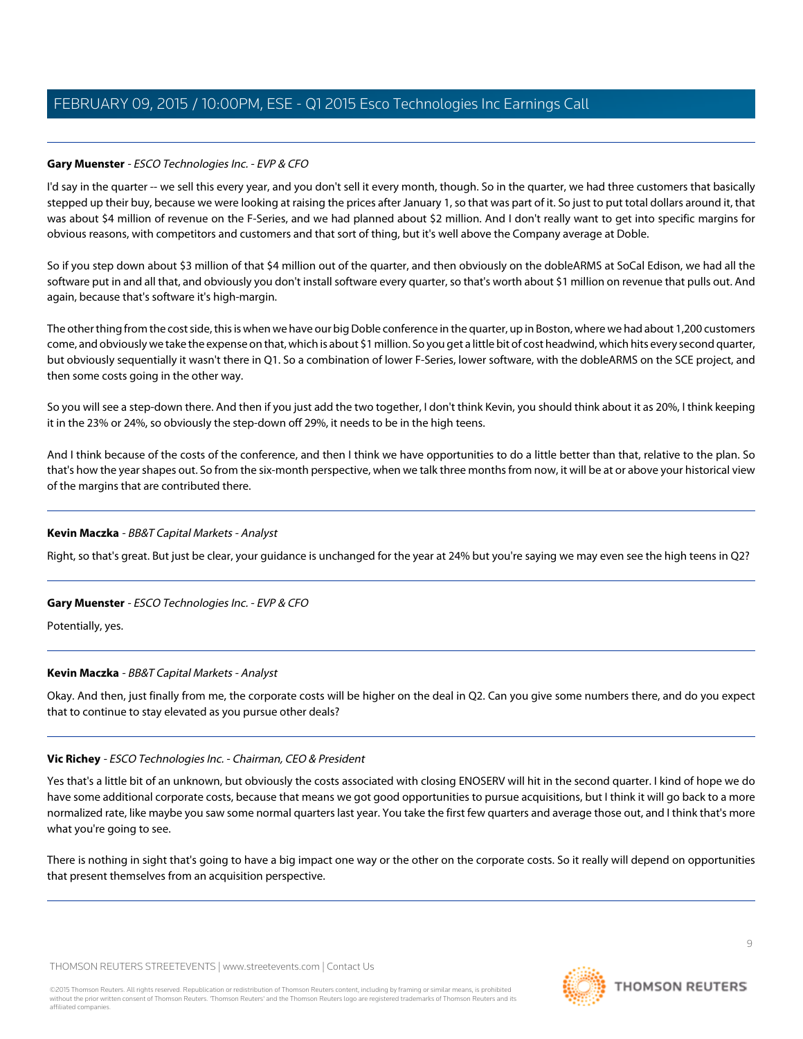**Gary Muenster** - *ESCO Technologies Inc. - EVP & CFO*

I'd say in the quarter -- we sell this every year, and you don't sell it every month, though. So in the quarter, we had three customers that basically stepped up their buy, because we were looking at raising the prices after January 1, so that was part of it. So just to put total dollars around it, that was about $4 million of revenue on the F-Series, and we had planned about $2 million. And I don't really want to get into specific margins for obvious reasons, with competitors and customers and that sort of thing, but it's well above the Company average at Doble.

So if you step down about $3 million of that $4 million out of the quarter, and then obviously on the dobleARMS at SoCal Edison, we had all the software put in and all that, and obviously you don't install software every quarter, so that's worth about $1 million on revenue that pulls out. And again, because that's software it's high-margin.

The other thing from the cost side, this is when we have our big Doble conference in the quarter, up in Boston, where we had about 1,200 customers come, and obviously we take the expense on that, which is about $1 million. So you get a little bit of cost headwind, which hits every second quarter, but obviously sequentially it wasn't there in Q1. So a combination of lower F-Series, lower software, with the dobleARMS on the SCE project, and then some costs going in the other way.

So you will see a step-down there. And then if you just add the two together, I don't think Kevin, you should think about it as 20%, I think keeping it in the 23% or 24%, so obviously the step-down off 29%, it needs to be in the high teens.

And I think because of the costs of the conference, and then I think we have opportunities to do a little better than that, relative to the plan. So that's how the year shapes out. So from the six-month perspective, when we talk three months from now, it will be at or above your historical view of the margins that are contributed there.

---

**Kevin Maczka** - *BB&T Capital Markets - Analyst*

Right, so that's great. But just be clear, your guidance is unchanged for the year at 24% but you're saying we may even see the high teens in Q2?

---

**Gary Muenster** - *ESCO Technologies Inc. - EVP & CFO*

Potentially, yes.

---

**Kevin Maczka** - *BB&T Capital Markets - Analyst*

Okay. And then, just finally from me, the corporate costs will be higher on the deal in Q2. Can you give some numbers there, and do you expect that to continue to stay elevated as you pursue other deals?

---

**Vic Richey** - *ESCO Technologies Inc. - Chairman, CEO & President*

Yes that's a little bit of an unknown, but obviously the costs associated with closing ENOSERV will hit in the second quarter. I kind of hope we do have some additional corporate costs, because that means we got good opportunities to pursue acquisitions, but I think it will go back to a more normalized rate, like maybe you saw some normal quarters last year. You take the first few quarters and average those out, and I think that's more what you're going to see.

There is nothing in sight that's going to have a big impact one way or the other on the corporate costs. So it really will depend on opportunities that present themselves from an acquisition perspective.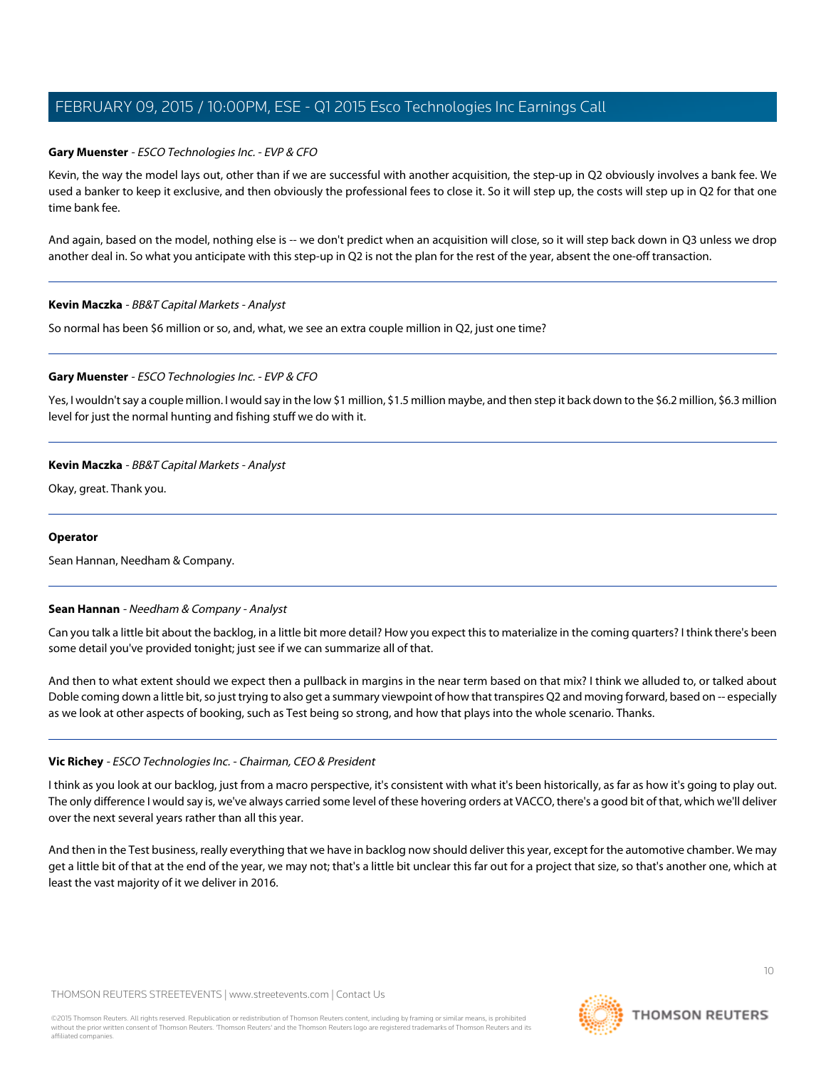**Gary Muenster** - *ESCO Technologies Inc. - EVP & CFO*

Kevin, the way the model lays out, other than if we are successful with another acquisition, the step-up in Q2 obviously involves a bank fee. We used a banker to keep it exclusive, and then obviously the professional fees to close it. So it will step up, the costs will step up in Q2 for that one time bank fee.

And again, based on the model, nothing else is -- we don't predict when an acquisition will close, so it will step back down in Q3 unless we drop another deal in. So what you anticipate with this step-up in Q2 is not the plan for the rest of the year, absent the one-off transaction.

---

**Kevin Maczka** - *BB&T Capital Markets - Analyst*

So normal has been $6 million or so, and, what, we see an extra couple million in Q2, just one time?

---

**Gary Muenster** - *ESCO Technologies Inc. - EVP & CFO*

Yes, I wouldn't say a couple million. I would say in the low $1 million, $1.5 million maybe, and then step it back down to the $6.2 million, $6.3 million level for just the normal hunting and fishing stuff we do with it.

---

**Kevin Maczka** - *BB&T Capital Markets - Analyst*

Okay, great. Thank you.

---

**Operator**

Sean Hannan, Needham & Company.

---

**Sean Hannan** - *Needham & Company - Analyst*

Can you talk a little bit about the backlog, in a little bit more detail? How you expect this to materialize in the coming quarters? I think there's been some detail you've provided tonight; just see if we can summarize all of that.

And then to what extent should we expect then a pullback in margins in the near term based on that mix? I think we alluded to, or talked about Doble coming down a little bit, so just trying to also get a summary viewpoint of how that transpires Q2 and moving forward, based on -- especially as we look at other aspects of booking, such as Test being so strong, and how that plays into the whole scenario. Thanks.

---

**Vic Richey** - *ESCO Technologies Inc. - Chairman, CEO & President*

I think as you look at our backlog, just from a macro perspective, it's consistent with what it's been historically, as far as how it's going to play out. The only difference I would say is, we've always carried some level of these hovering orders at VACCO, there's a good bit of that, which we'll deliver over the next several years rather than all this year.

And then in the Test business, really everything that we have in backlog now should deliver this year, except for the automotive chamber. We may get a little bit of that at the end of the year, we may not; that's a little bit unclear this far out for a project that size, so that's another one, which at least the vast majority of it we deliver in 2016.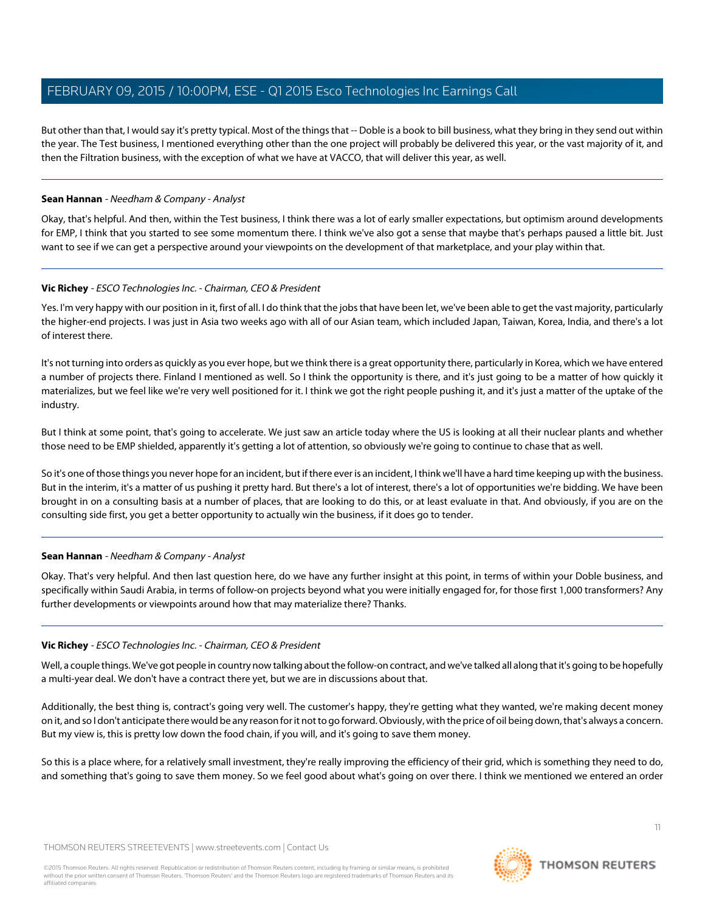But other than that, I would say it's pretty typical. Most of the things that -- Doble is a book to bill business, what they bring in they send out within the year. The Test business, I mentioned everything other than the one project will probably be delivered this year, or the vast majority of it, and then the Filtration business, with the exception of what we have at VACCO, that will deliver this year, as well.

---

**Sean Hannan** - *Needham & Company - Analyst*

Okay, that's helpful. And then, within the Test business, I think there was a lot of early smaller expectations, but optimism around developments for EMP, I think that you started to see some momentum there. I think we've also got a sense that maybe that's perhaps paused a little bit. Just want to see if we can get a perspective around your viewpoints on the development of that marketplace, and your play within that.

---

**Vic Richey** - *ESCO Technologies Inc. - Chairman, CEO & President*

Yes. I'm very happy with our position in it, first of all. I do think that the jobs that have been let, we've been able to get the vast majority, particularly the higher-end projects. I was just in Asia two weeks ago with all of our Asian team, which included Japan, Taiwan, Korea, India, and there's a lot of interest there.

It's not turning into orders as quickly as you ever hope, but we think there is a great opportunity there, particularly in Korea, which we have entered a number of projects there. Finland I mentioned as well. So I think the opportunity is there, and it's just going to be a matter of how quickly it materializes, but we feel like we're very well positioned for it. I think we got the right people pushing it, and it's just a matter of the uptake of the industry.

But I think at some point, that's going to accelerate. We just saw an article today where the US is looking at all their nuclear plants and whether those need to be EMP shielded, apparently it's getting a lot of attention, so obviously we're going to continue to chase that as well.

So it's one of those things you never hope for an incident, but if there ever is an incident, I think we'll have a hard time keeping up with the business. But in the interim, it's a matter of us pushing it pretty hard. But there's a lot of interest, there's a lot of opportunities we're bidding. We have been brought in on a consulting basis at a number of places, that are looking to do this, or at least evaluate in that. And obviously, if you are on the consulting side first, you get a better opportunity to actually win the business, if it does go to tender.

---

**Sean Hannan** - *Needham & Company - Analyst*

Okay. That's very helpful. And then last question here, do we have any further insight at this point, in terms of within your Doble business, and specifically within Saudi Arabia, in terms of follow-on projects beyond what you were initially engaged for, for those first 1,000 transformers? Any further developments or viewpoints around how that may materialize there? Thanks.

---

**Vic Richey** - *ESCO Technologies Inc. - Chairman, CEO & President*

Well, a couple things. We've got people in country now talking about the follow-on contract, and we've talked all along that it's going to be hopefully a multi-year deal. We don't have a contract there yet, but we are in discussions about that.

Additionally, the best thing is, contract's going very well. The customer's happy, they're getting what they wanted, we're making decent money on it, and so I don't anticipate there would be any reason for it not to go forward. Obviously, with the price of oil being down, that's always a concern. But my view is, this is pretty low down the food chain, if you will, and it's going to save them money.

So this is a place where, for a relatively small investment, they're really improving the efficiency of their grid, which is something they need to do, and something that's going to save them money. So we feel good about what's going on over there. I think we mentioned we entered an order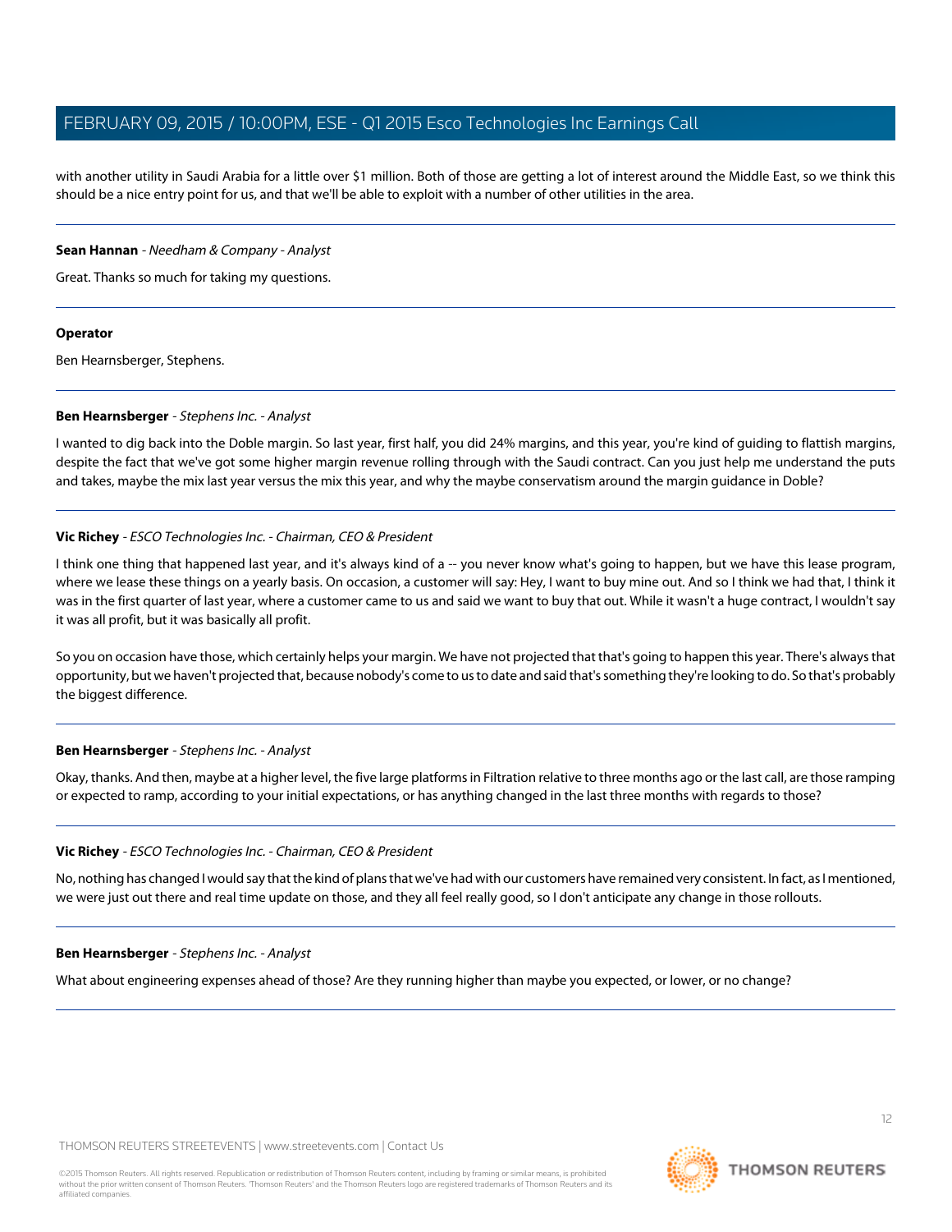with another utility in Saudi Arabia for a little over $1 million. Both of those are getting a lot of interest around the Middle East, so we think this should be a nice entry point for us, and that we'll be able to exploit with a number of other utilities in the area.

---

**Sean Hannan** - *Needham & Company - Analyst*

Great. Thanks so much for taking my questions.

---

**Operator**

Ben Hearnsberger, Stephens.

---

**Ben Hearnsberger** - *Stephens Inc. - Analyst*

I wanted to dig back into the Doble margin. So last year, first half, you did 24% margins, and this year, you're kind of guiding to flattish margins, despite the fact that we've got some higher margin revenue rolling through with the Saudi contract. Can you just help me understand the puts and takes, maybe the mix last year versus the mix this year, and why the maybe conservatism around the margin guidance in Doble?

---

**Vic Richey** - *ESCO Technologies Inc. - Chairman, CEO & President*

I think one thing that happened last year, and it's always kind of a -- you never know what's going to happen, but we have this lease program, where we lease these things on a yearly basis. On occasion, a customer will say: Hey, I want to buy mine out. And so I think we had that, I think it was in the first quarter of last year, where a customer came to us and said we want to buy that out. While it wasn't a huge contract, I wouldn't say it was all profit, but it was basically all profit.

So you on occasion have those, which certainly helps your margin. We have not projected that that's going to happen this year. There's always that opportunity, but we haven't projected that, because nobody's come to us to date and said that's something they're looking to do. So that's probably the biggest difference.

---

**Ben Hearnsberger** - *Stephens Inc. - Analyst*

Okay, thanks. And then, maybe at a higher level, the five large platforms in Filtration relative to three months ago or the last call, are those ramping or expected to ramp, according to your initial expectations, or has anything changed in the last three months with regards to those?

---

**Vic Richey** - *ESCO Technologies Inc. - Chairman, CEO & President*

No, nothing has changed I would say that the kind of plans that we've had with our customers have remained very consistent. In fact, as I mentioned, we were just out there and real time update on those, and they all feel really good, so I don't anticipate any change in those rollouts.

---

**Ben Hearnsberger** - *Stephens Inc. - Analyst*

What about engineering expenses ahead of those? Are they running higher than maybe you expected, or lower, or no change?

---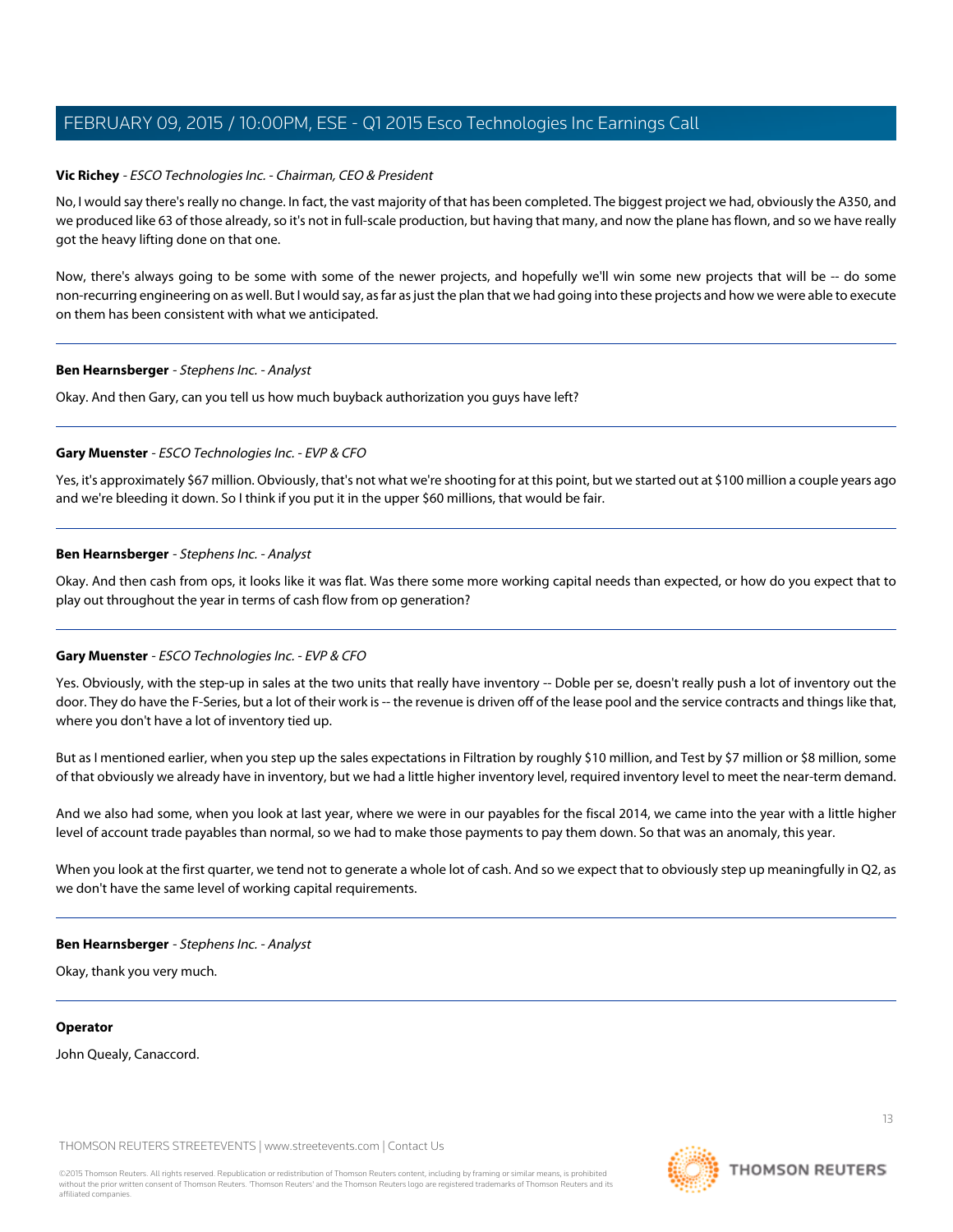**Vic Richey** - *ESCO Technologies Inc. - Chairman, CEO & President*

No, I would say there's really no change. In fact, the vast majority of that has been completed. The biggest project we had, obviously the A350, and we produced like 63 of those already, so it's not in full-scale production, but having that many, and now the plane has flown, and so we have really got the heavy lifting done on that one.

Now, there's always going to be some with some of the newer projects, and hopefully we'll win some new projects that will be -- do some non-recurring engineering on as well. But I would say, as far as just the plan that we had going into these projects and how we were able to execute on them has been consistent with what we anticipated.

---

**Ben Hearnsberger** - *Stephens Inc. - Analyst*

Okay. And then Gary, can you tell us how much buyback authorization you guys have left?

---

**Gary Muenster** - *ESCO Technologies Inc. - EVP & CFO*

Yes, it's approximately $67 million. Obviously, that's not what we're shooting for at this point, but we started out at $100 million a couple years ago and we're bleeding it down. So I think if you put it in the upper $60 millions, that would be fair.

---

**Ben Hearnsberger** - *Stephens Inc. - Analyst*

Okay. And then cash from ops, it looks like it was flat. Was there some more working capital needs than expected, or how do you expect that to play out throughout the year in terms of cash flow from op generation?

---

**Gary Muenster** - *ESCO Technologies Inc. - EVP & CFO*

Yes. Obviously, with the step-up in sales at the two units that really have inventory -- Doble per se, doesn't really push a lot of inventory out the door. They do have the F-Series, but a lot of their work is -- the revenue is driven off of the lease pool and the service contracts and things like that, where you don't have a lot of inventory tied up.

But as I mentioned earlier, when you step up the sales expectations in Filtration by roughly $10 million, and Test by $7 million or $8 million, some of that obviously we already have in inventory, but we had a little higher inventory level, required inventory level to meet the near-term demand.

And we also had some, when you look at last year, where we were in our payables for the fiscal 2014, we came into the year with a little higher level of account trade payables than normal, so we had to make those payments to pay them down. So that was an anomaly, this year.

When you look at the first quarter, we tend not to generate a whole lot of cash. And so we expect that to obviously step up meaningfully in Q2, as we don't have the same level of working capital requirements.

---

**Ben Hearnsberger** - *Stephens Inc. - Analyst*

Okay, thank you very much.

---

**Operator**

John Quealy, Canaccord.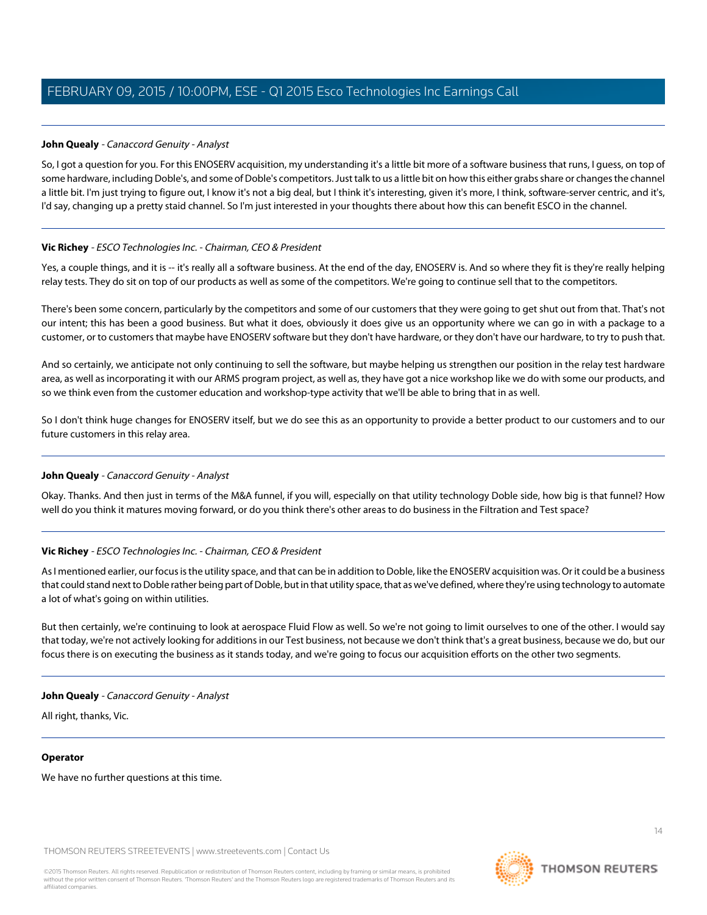**John Quealy** - *Canaccord Genuity - Analyst*

So, I got a question for you. For this ENOSERV acquisition, my understanding it's a little bit more of a software business that runs, I guess, on top of some hardware, including Doble's, and some of Doble's competitors. Just talk to us a little bit on how this either grabs share or changes the channel a little bit. I'm just trying to figure out, I know it's not a big deal, but I think it's interesting, given it's more, I think, software-server centric, and it's, I'd say, changing up a pretty staid channel. So I'm just interested in your thoughts there about how this can benefit ESCO in the channel.

---

**Vic Richey** - *ESCO Technologies Inc. - Chairman, CEO & President*

Yes, a couple things, and it is -- it's really all a software business. At the end of the day, ENOSERV is. And so where they fit is they're really helping relay tests. They do sit on top of our products as well as some of the competitors. We're going to continue sell that to the competitors.

There's been some concern, particularly by the competitors and some of our customers that they were going to get shut out from that. That's not our intent; this has been a good business. But what it does, obviously it does give us an opportunity where we can go in with a package to a customer, or to customers that maybe have ENOSERV software but they don't have hardware, or they don't have our hardware, to try to push that.

And so certainly, we anticipate not only continuing to sell the software, but maybe helping us strengthen our position in the relay test hardware area, as well as incorporating it with our ARMS program project, as well as, they have got a nice workshop like we do with some our products, and so we think even from the customer education and workshop-type activity that we'll be able to bring that in as well.

So I don't think huge changes for ENOSERV itself, but we do see this as an opportunity to provide a better product to our customers and to our future customers in this relay area.

---

**John Quealy** - *Canaccord Genuity - Analyst*

Okay. Thanks. And then just in terms of the M&A funnel, if you will, especially on that utility technology Doble side, how big is that funnel? How well do you think it matures moving forward, or do you think there's other areas to do business in the Filtration and Test space?

---

**Vic Richey** - *ESCO Technologies Inc. - Chairman, CEO & President*

As I mentioned earlier, our focus is the utility space, and that can be in addition to Doble, like the ENOSERV acquisition was. Or it could be a business that could stand next to Doble rather being part of Doble, but in that utility space, that as we've defined, where they're using technology to automate a lot of what's going on within utilities.

But then certainly, we're continuing to look at aerospace Fluid Flow as well. So we're not going to limit ourselves to one of the other. I would say that today, we're not actively looking for additions in our Test business, not because we don't think that's a great business, because we do, but our focus there is on executing the business as it stands today, and we're going to focus our acquisition efforts on the other two segments.

---

**John Quealy** - *Canaccord Genuity - Analyst*

All right, thanks, Vic.

---

**Operator**

We have no further questions at this time.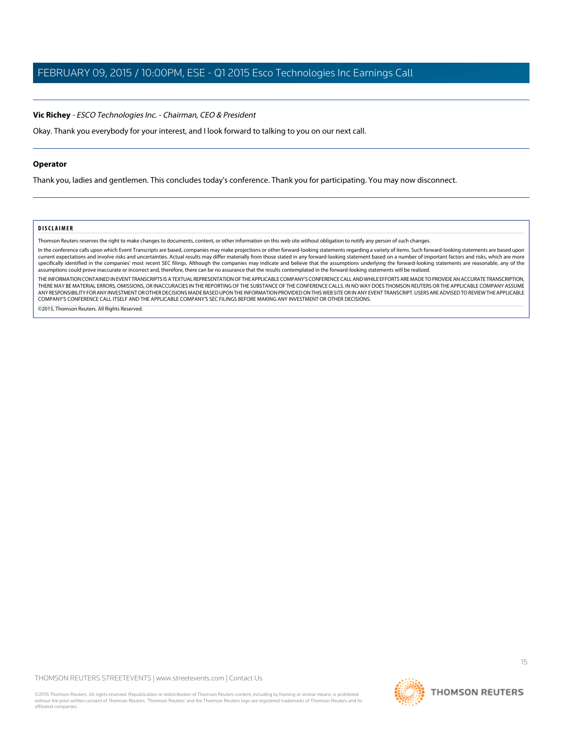**Vic Richey** - *ESCO Technologies Inc. - Chairman, CEO & President*

Okay. Thank you everybody for your interest, and I look forward to talking to you on our next call.

---

**Operator**

Thank you, ladies and gentlemen. This concludes today's conference. Thank you for participating. You may now disconnect.

---

**DISCLAIMER**

Thomson Reuters reserves the right to make changes to documents, content, or other information on this web site without obligation to notify any person of such changes.

In the conference calls upon which Event Transcripts are based, companies may make projections or other forward-looking statements regarding a variety of items. Such forward-looking statements are based upon current expectations and involve risks and uncertainties. Actual results may differ materially from those stated in any forward-looking statement based on a number of important factors and risks, which are more specifically identified in the companies' most recent SEC filings. Although the companies may indicate and believe that the assumptions underlying the forward-looking statements are reasonable, any of the assumptions could prove inaccurate or incorrect and, therefore, there can be no assurance that the results contemplated in the forward-looking statements will be realized.

THE INFORMATION CONTAINED IN EVENT TRANSCRIPTS IS A TEXTUAL REPRESENTATION OF THE APPLICABLE COMPANY'S CONFERENCE CALL AND WHILE EFFORTS ARE MADE TO PROVIDE AN ACCURATE TRANSCRIPTION, THERE MAY BE MATERIAL ERRORS, OMISSIONS, OR INACCURACIES IN THE REPORTING OF THE SUBSTANCE OF THE CONFERENCE CALLS. IN NO WAY DOES THOMSON REUTERS OR THE APPLICABLE COMPANY ASSUME ANY RESPONSIBILITY FOR ANY INVESTMENT OR OTHER DECISIONS MADE BASED UPON THE INFORMATION PROVIDED ON THIS WEB SITE OR IN ANY EVENT TRANSCRIPT. USERS ARE ADVISED TO REVIEW THE APPLICABLE COMPANY'S CONFERENCE CALL ITSELF AND THE APPLICABLE COMPANY'S SEC FILINGS BEFORE MAKING ANY INVESTMENT OR OTHER DECISIONS.

©2015, Thomson Reuters. All Rights Reserved.